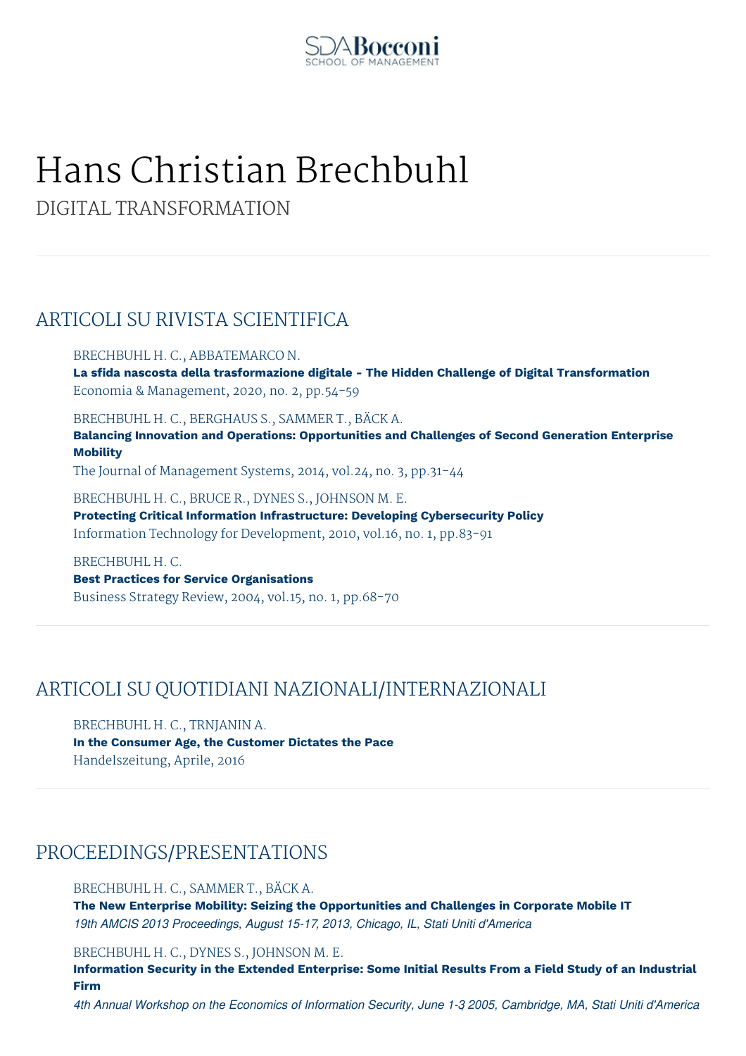SDA Bocconi
SCHOOL OF MANAGEMENT

# Hans Christian Brechbuhl

DIGITAL TRANSFORMATION

## ARTICOLI SU RIVISTA SCIENTIFICA

BRECHBUHL H. C., ABBATEMARCO N.
**La sfida nascosta della trasformazione digitale - The Hidden Challenge of Digital Transformation**
Economia & Management, 2020, no. 2, pp.54-59

BRECHBUHL H. C., BERGHAUS S., SAMMER T., BÄCK A.
**Balancing Innovation and Operations: Opportunities and Challenges of Second Generation Enterprise Mobility**
The Journal of Management Systems, 2014, vol.24, no. 3, pp.31-44

BRECHBUHL H. C., BRUCE R., DYNES S., JOHNSON M. E.
**Protecting Critical Information Infrastructure: Developing Cybersecurity Policy**
Information Technology for Development, 2010, vol.16, no. 1, pp.83-91

BRECHBUHL H. C.
**Best Practices for Service Organisations**
Business Strategy Review, 2004, vol.15, no. 1, pp.68-70

## ARTICOLI SU QUOTIDIANI NAZIONALI/INTERNAZIONALI

BRECHBUHL H. C., TRNJANIN A.
**In the Consumer Age, the Customer Dictates the Pace**
Handelszeitung, Aprile, 2016

## PROCEEDINGS/PRESENTATIONS

BRECHBUHL H. C., SAMMER T., BÄCK A.
**The New Enterprise Mobility: Seizing the Opportunities and Challenges in Corporate Mobile IT**
*19th AMCIS 2013 Proceedings, August 15-17, 2013, Chicago, IL, Stati Uniti d'America*

BRECHBUHL H. C., DYNES S., JOHNSON M. E.
**Information Security in the Extended Enterprise: Some Initial Results From a Field Study of an Industrial Firm**
*4th Annual Workshop on the Economics of Information Security, June 1-3 2005, Cambridge, MA, Stati Uniti d'America*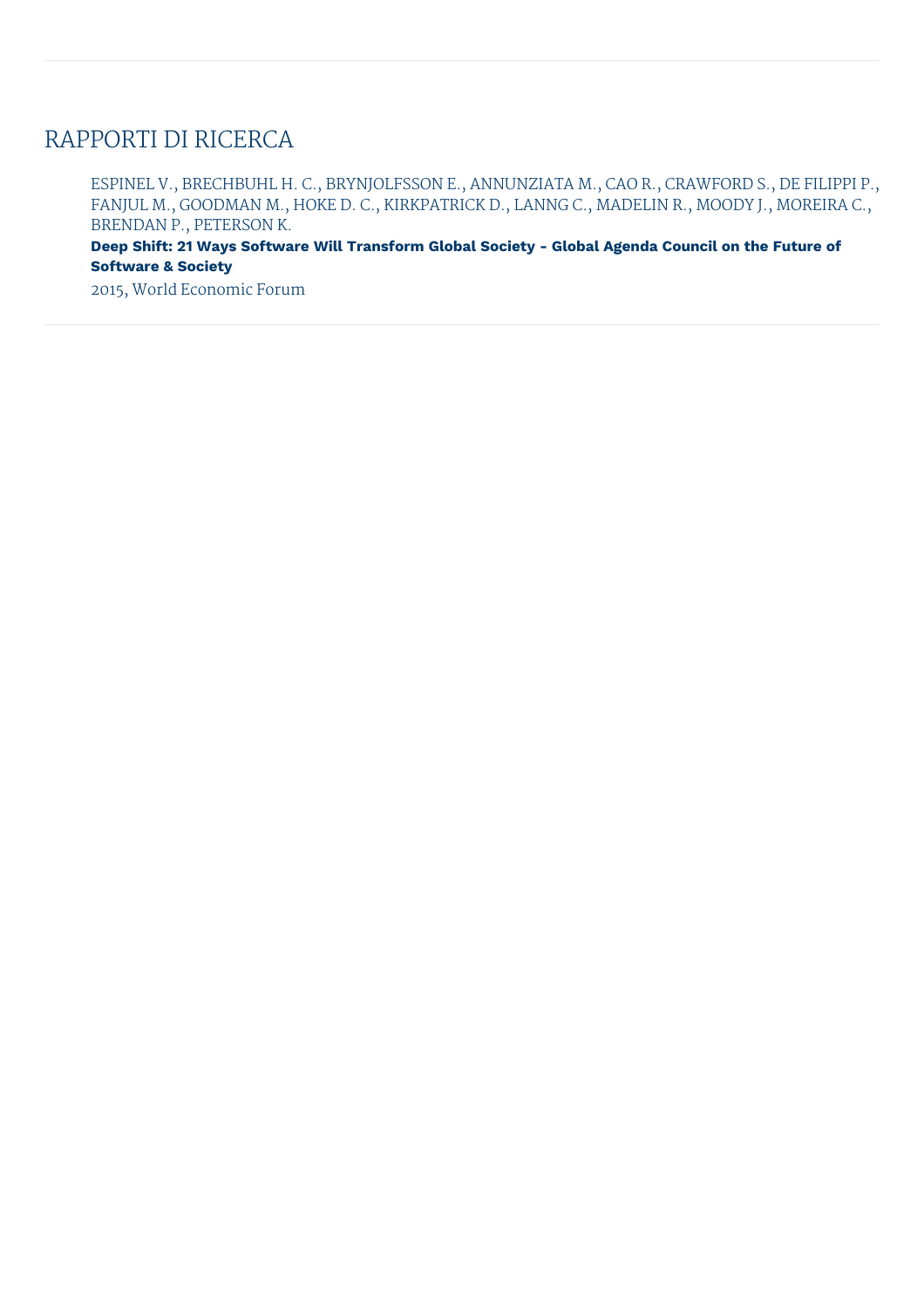## RAPPORTI DI RICERCA

ESPINEL V., BRECHBUHL H. C., BRYNJOLFSSON E., ANNUNZIATA M., CAO R., CRAWFORD S., DE FILIPPI P., FANJUL M., GOODMAN M., HOKE D. C., KIRKPATRICK D., LANNG C., MADELIN R., MOODY J., MOREIRA C., BRENDAN P., PETERSON K.

**Deep Shift: 21 Ways Software Will Transform Global Society - Global Agenda Council on the Future of Software & Society**

2015, World Economic Forum